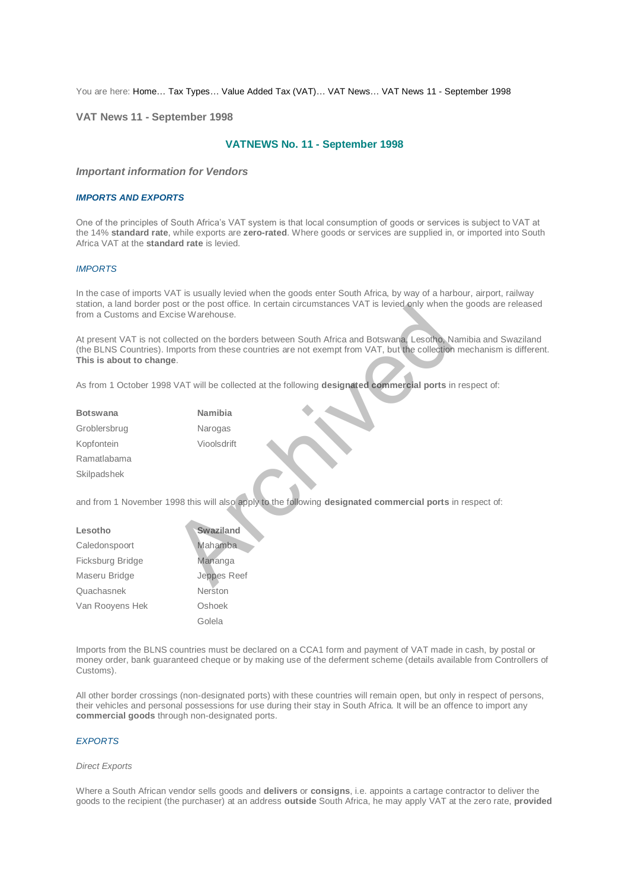You are here: Home… Tax Types… Value Added Tax (VAT)… VAT News… VAT News 11 - September 1998

## VAT News 11 - September 1998

## VATNEWS No. 11 - September 1998

### *Important information for Vendors*

#### *IMPORTS AND EXPORTS*

One of the principles of South Africa's VAT system is that local consumption of goods or services is subject to VAT at the 14% **standard rate**, while exports are **zero-rated**. Where goods or services are supplied in, or imported into South Africa VAT at the **standard rate** is levied.

#### *IMPORTS*

In the case of imports VAT is usually levied when the goods enter South Africa, by way of a harbour, airport, railway station, a land border post or the post office. In certain circumstances VAT is levied only when the goods are released from a Customs and Excise Warehouse.

At present VAT is not collected on the borders between South Africa and Botswana, Lesotho, Namibia and Swaziland (the BLNS Countries). Imports from these countries are not exempt from VAT, but the collection mechanism is different. **This is about to change**.

As from 1 October 1998 VAT will be collected at the following **designated commercial ports** in respect of:

| **Botswana** | **Namibia** |
|---|---|
| Groblersbrug | Narogas |
| Kopfontein | Vioolsdrift |
| Ramatlabama | |
| Skilpadshek | |

and from 1 November 1998 this will also apply to the following **designated commercial ports** in respect of:

| **Lesotho** | **Swaziland** |
|---|---|
| Caledonspoort | Mahamba |
| Ficksburg Bridge | Mananga |
| Maseru Bridge | Jeppes Reef |
| Quachasnek | Nerston |
| Van Rooyens Hek | Oshoek |
| | Golela |

Imports from the BLNS countries must be declared on a CCA1 form and payment of VAT made in cash, by postal or money order, bank guaranteed cheque or by making use of the deferment scheme (details available from Controllers of Customs).

All other border crossings (non-designated ports) with these countries will remain open, but only in respect of persons, their vehicles and personal possessions for use during their stay in South Africa. It will be an offence to import any **commercial goods** through non-designated ports.

#### *EXPORTS*

*Direct Exports*

Where a South African vendor sells goods and **delivers** or **consigns**, i.e. appoints a cartage contractor to deliver the goods to the recipient (the purchaser) at an address **outside** South Africa, he may apply VAT at the zero rate, **provided**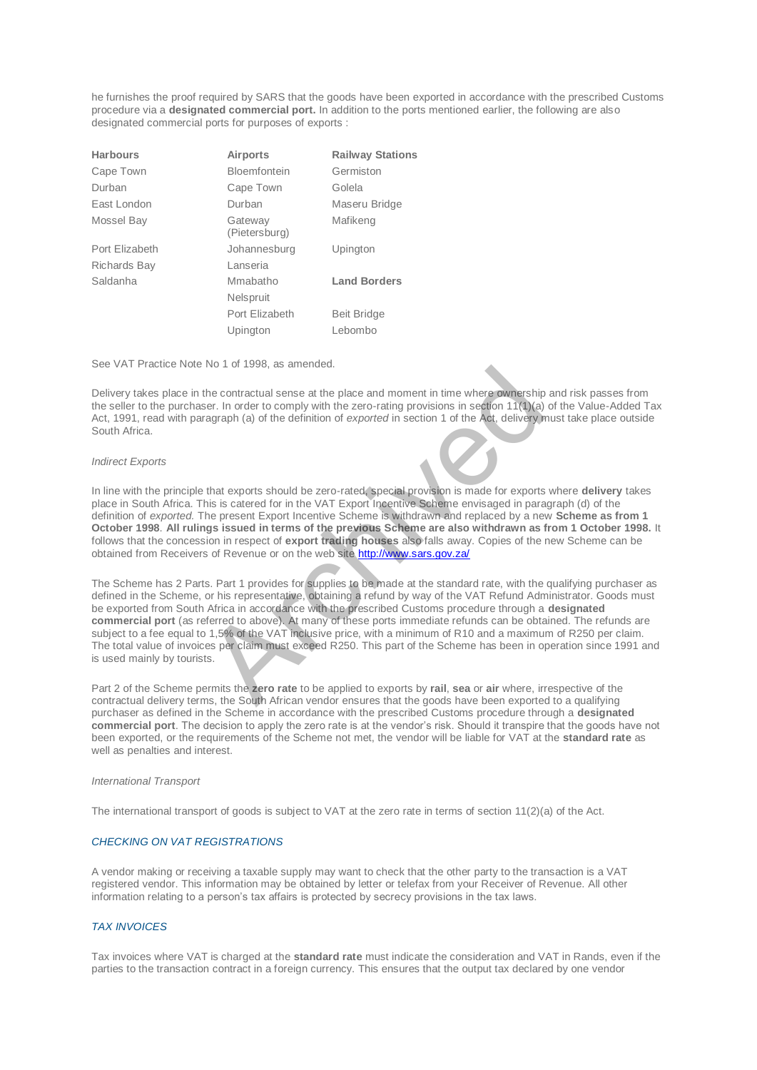he furnishes the proof required by SARS that the goods have been exported in accordance with the prescribed Customs procedure via a **designated commercial port.** In addition to the ports mentioned earlier, the following are also designated commercial ports for purposes of exports :

| **Harbours** | **Airports** | **Railway Stations** |
| --- | --- | --- |
| Cape Town | Bloemfontein | Germiston |
| Durban | Cape Town | Golela |
| East London | Durban | Maseru Bridge |
| Mossel Bay | Gateway (Pietersburg) | Mafikeng |
| Port Elizabeth | Johannesburg | Upington |
| Richards Bay | Lanseria | |
| Saldanha | Mmabatho | **Land Borders** |
| | Nelspruit | |
| | Port Elizabeth | Beit Bridge |
| | Upington | Lebombo |

See VAT Practice Note No 1 of 1998, as amended.

Delivery takes place in the contractual sense at the place and moment in time where ownership and risk passes from the seller to the purchaser. In order to comply with the zero-rating provisions in section 11(1)(a) of the Value-Added Tax Act, 1991, read with paragraph (a) of the definition of *exported* in section 1 of the Act, delivery must take place outside South Africa.

*Indirect Exports*

In line with the principle that exports should be zero-rated, special provision is made for exports where **delivery** takes place in South Africa. This is catered for in the VAT Export Incentive Scheme envisaged in paragraph (d) of the definition of *exported.* The present Export Incentive Scheme is withdrawn and replaced by a new **Scheme as from 1 October 1998**. **All rulings issued in terms of the previous Scheme are also withdrawn as from 1 October 1998.** It follows that the concession in respect of **export trading houses** also falls away. Copies of the new Scheme can be obtained from Receivers of Revenue or on the web site http://www.sars.gov.za/

The Scheme has 2 Parts. Part 1 provides for supplies to be made at the standard rate, with the qualifying purchaser as defined in the Scheme, or his representative, obtaining a refund by way of the VAT Refund Administrator. Goods must be exported from South Africa in accordance with the prescribed Customs procedure through a **designated commercial port** (as referred to above). At many of these ports immediate refunds can be obtained. The refunds are subject to a fee equal to 1,5% of the VAT inclusive price, with a minimum of R10 and a maximum of R250 per claim. The total value of invoices per claim must exceed R250. This part of the Scheme has been in operation since 1991 and is used mainly by tourists.

Part 2 of the Scheme permits the **zero rate** to be applied to exports by **rail**, **sea** or **air** where, irrespective of the contractual delivery terms, the South African vendor ensures that the goods have been exported to a qualifying purchaser as defined in the Scheme in accordance with the prescribed Customs procedure through a **designated commercial port**. The decision to apply the zero rate is at the vendor's risk. Should it transpire that the goods have not been exported, or the requirements of the Scheme not met, the vendor will be liable for VAT at the **standard rate** as well as penalties and interest.

*International Transport*

The international transport of goods is subject to VAT at the zero rate in terms of section 11(2)(a) of the Act.

### *CHECKING ON VAT REGISTRATIONS*

A vendor making or receiving a taxable supply may want to check that the other party to the transaction is a VAT registered vendor. This information may be obtained by letter or telefax from your Receiver of Revenue. All other information relating to a person's tax affairs is protected by secrecy provisions in the tax laws.

### *TAX INVOICES*

Tax invoices where VAT is charged at the **standard rate** must indicate the consideration and VAT in Rands, even if the parties to the transaction contract in a foreign currency. This ensures that the output tax declared by one vendor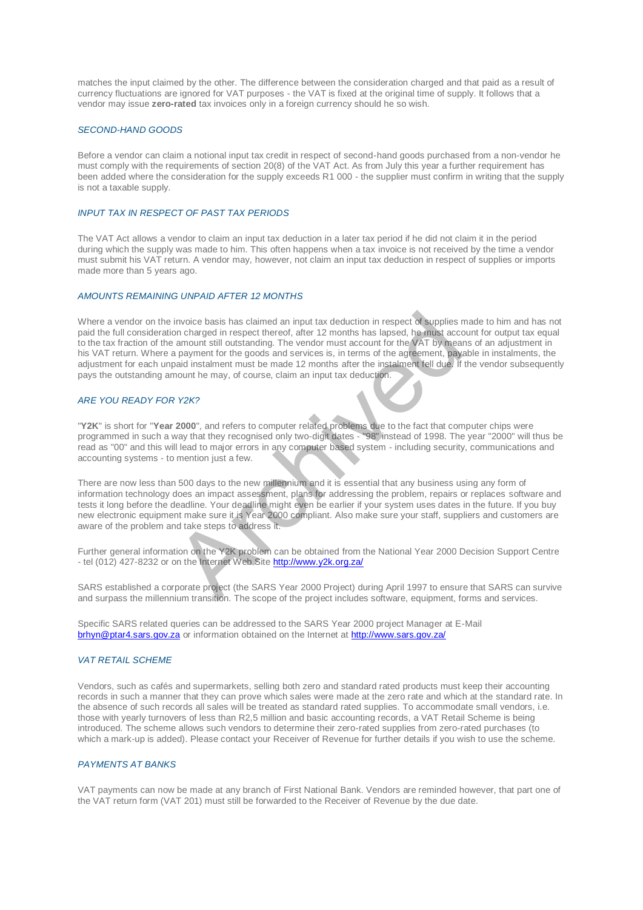matches the input claimed by the other. The difference between the consideration charged and that paid as a result of currency fluctuations are ignored for VAT purposes - the VAT is fixed at the original time of supply. It follows that a vendor may issue **zero-rated** tax invoices only in a foreign currency should he so wish.

### *SECOND-HAND GOODS*

Before a vendor can claim a notional input tax credit in respect of second-hand goods purchased from a non-vendor he must comply with the requirements of section 20(8) of the VAT Act. As from July this year a further requirement has been added where the consideration for the supply exceeds R1 000 - the supplier must confirm in writing that the supply is not a taxable supply.

### *INPUT TAX IN RESPECT OF PAST TAX PERIODS*

The VAT Act allows a vendor to claim an input tax deduction in a later tax period if he did not claim it in the period during which the supply was made to him. This often happens when a tax invoice is not received by the time a vendor must submit his VAT return. A vendor may, however, not claim an input tax deduction in respect of supplies or imports made more than 5 years ago.

### *AMOUNTS REMAINING UNPAID AFTER 12 MONTHS*

Where a vendor on the invoice basis has claimed an input tax deduction in respect of supplies made to him and has not paid the full consideration charged in respect thereof, after 12 months has lapsed, he must account for output tax equal to the tax fraction of the amount still outstanding. The vendor must account for the VAT by means of an adjustment in his VAT return. Where a payment for the goods and services is, in terms of the agreement, payable in instalments, the adjustment for each unpaid instalment must be made 12 months after the instalment fell due. If the vendor subsequently pays the outstanding amount he may, of course, claim an input tax deduction.

### *ARE YOU READY FOR Y2K?*

"**Y2K**" is short for "**Year 2000**", and refers to computer related problems due to the fact that computer chips were programmed in such a way that they recognised only two-digit dates - "98" instead of 1998. The year "2000" will thus be read as "00" and this will lead to major errors in any computer based system - including security, communications and accounting systems - to mention just a few.

There are now less than 500 days to the new millennium and it is essential that any business using any form of information technology does an impact assessment, plans for addressing the problem, repairs or replaces software and tests it long before the deadline. Your deadline might even be earlier if your system uses dates in the future. If you buy new electronic equipment make sure it is Year 2000 compliant. Also make sure your staff, suppliers and customers are aware of the problem and take steps to address it.

Further general information on the Y2K problem can be obtained from the National Year 2000 Decision Support Centre - tel (012) 427-8232 or on the Internet Web Site http://www.y2k.org.za/

SARS established a corporate project (the SARS Year 2000 Project) during April 1997 to ensure that SARS can survive and surpass the millennium transition. The scope of the project includes software, equipment, forms and services.

Specific SARS related queries can be addressed to the SARS Year 2000 project Manager at E-Mail brhyn@ptar4.sars.gov.za or information obtained on the Internet at http://www.sars.gov.za/

### *VAT RETAIL SCHEME*

Vendors, such as cafés and supermarkets, selling both zero and standard rated products must keep their accounting records in such a manner that they can prove which sales were made at the zero rate and which at the standard rate. In the absence of such records all sales will be treated as standard rated supplies. To accommodate small vendors, i.e. those with yearly turnovers of less than R2,5 million and basic accounting records, a VAT Retail Scheme is being introduced. The scheme allows such vendors to determine their zero-rated supplies from zero-rated purchases (to which a mark-up is added). Please contact your Receiver of Revenue for further details if you wish to use the scheme.

### *PAYMENTS AT BANKS*

VAT payments can now be made at any branch of First National Bank. Vendors are reminded however, that part one of the VAT return form (VAT 201) must still be forwarded to the Receiver of Revenue by the due date.